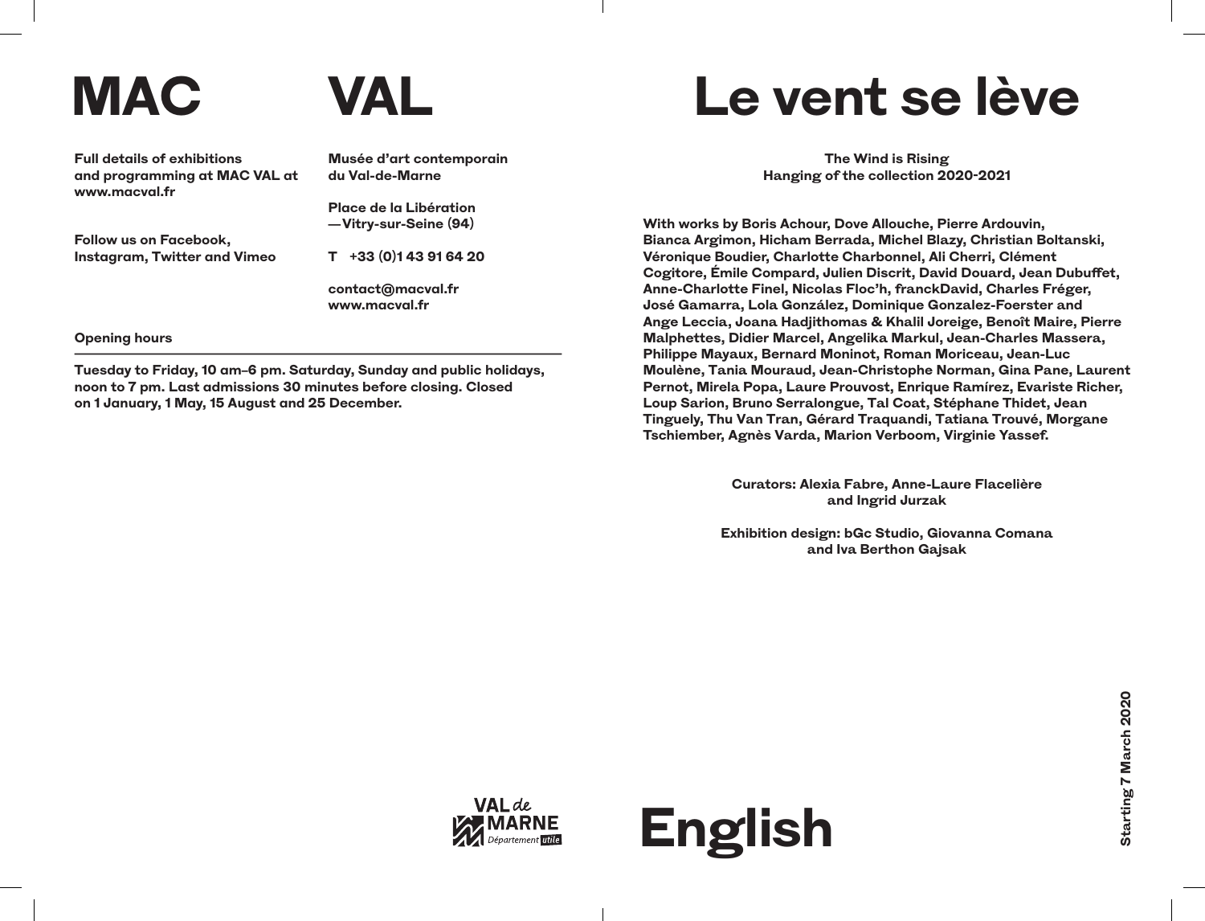# MAC VAL

Full details of exhibitions and programming at MAC VAL at www.macval.fr

Follow us on Facebook, Instagram, Twitter and Vimeo

Musée d'art contemporain du Val-de-Marne

Place de la Libération —Vitry-sur-Seine (94)

T +33 (0)1 43 91 64 20

contact@macval.fr
www.macval.fr

**Opening hours**

Tuesday to Friday, 10 am–6 pm. Saturday, Sunday and public holidays, noon to 7 pm. Last admissions 30 minutes before closing. Closed on 1 January, 1 May, 15 August and 25 December.

VAL de MARNE Département utile

# Le vent se lève

**The Wind is Rising**
**Hanging of the collection 2020-2021**

With works by Boris Achour, Dove Allouche, Pierre Ardouvin, Bianca Argimon, Hicham Berrada, Michel Blazy, Christian Boltanski, Véronique Boudier, Charlotte Charbonnel, Ali Cherri, Clément Cogitore, Émile Compard, Julien Discrit, David Douard, Jean Dubuffet, Anne-Charlotte Finel, Nicolas Floc'h, franckDavid, Charles Fréger, José Gamarra, Lola González, Dominique Gonzalez-Foerster and Ange Leccia, Joana Hadjithomas & Khalil Joreige, Benoît Maire, Pierre Malphettes, Didier Marcel, Angelika Markul, Jean-Charles Massera, Philippe Mayaux, Bernard Moninot, Roman Moriceau, Jean-Luc Moulène, Tania Mouraud, Jean-Christophe Norman, Gina Pane, Laurent Pernot, Mirela Popa, Laure Prouvost, Enrique Ramírez, Evariste Richer, Loup Sarion, Bruno Serralongue, Tal Coat, Stéphane Thidet, Jean Tinguely, Thu Van Tran, Gérard Traquandi, Tatiana Trouvé, Morgane Tschiember, Agnès Varda, Marion Verboom, Virginie Yassef.

Curators: Alexia Fabre, Anne-Laure Flacelière and Ingrid Jurzak

Exhibition design: bGc Studio, Giovanna Comana and Iva Berthon Gajsak

Starting 7 March 2020

# English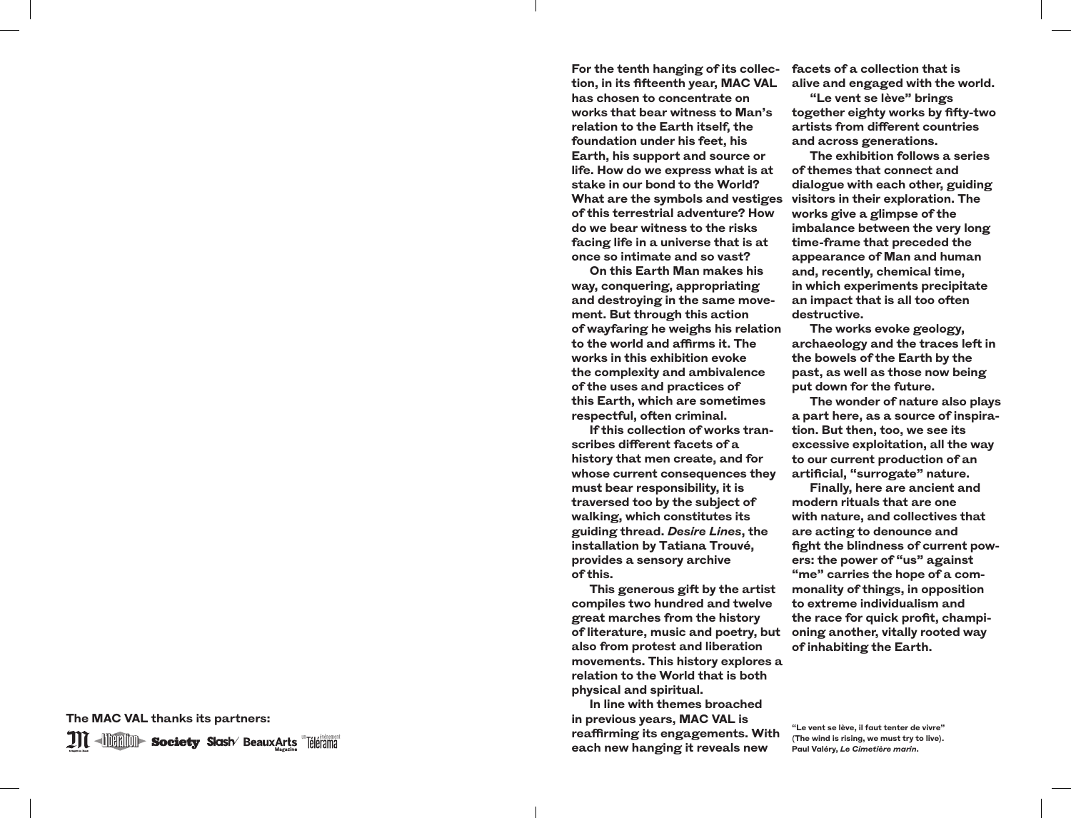**For the tenth hanging of its collection, in its fifteenth year, MAC VAL has chosen to concentrate on works that bear witness to Man's relation to the Earth itself, the foundation under his feet, his Earth, his support and source or life. How do we express what is at stake in our bond to the World? What are the symbols and vestiges of this terrestrial adventure? How do we bear witness to the risks facing life in a universe that is at once so intimate and so vast?**

**On this Earth Man makes his way, conquering, appropriating and destroying in the same movement. But through this action of wayfaring he weighs his relation to the world and affirms it. The works in this exhibition evoke the complexity and ambivalence of the uses and practices of this Earth, which are sometimes respectful, often criminal.**

**If this collection of works transcribes different facets of a history that men create, and for whose current consequences they must bear responsibility, it is traversed too by the subject of walking, which constitutes its guiding thread. *Desire Lines*, the installation by Tatiana Trouvé, provides a sensory archive of this.**

**This generous gift by the artist compiles two hundred and twelve great marches from the history of literature, music and poetry, but also from protest and liberation movements. This history explores a relation to the World that is both physical and spiritual.**

**In line with themes broached in previous years, MAC VAL is reaffirming its engagements. With each new hanging it reveals new facets of a collection that is alive and engaged with the world.**

**"Le vent se lève" brings together eighty works by fifty-two artists from different countries and across generations.**

**The exhibition follows a series of themes that connect and dialogue with each other, guiding visitors in their exploration. The works give a glimpse of the imbalance between the very long time-frame that preceded the appearance of Man and human and, recently, chemical time, in which experiments precipitate an impact that is all too often destructive.**

**The works evoke geology, archaeology and the traces left in the bowels of the Earth by the past, as well as those now being put down for the future.**

**The wonder of nature also plays a part here, as a source of inspiration. But then, too, we see its excessive exploitation, all the way to our current production of an artificial, "surrogate" nature.**

**Finally, here are ancient and modern rituals that are one with nature, and collectives that are acting to denounce and fight the blindness of current powers: the power of "us" against "me" carries the hope of a commonality of things, in opposition to extreme individualism and the race for quick profit, championing another, vitally rooted way of inhabiting the Earth.**

**"Le vent se lève, il faut tenter de vivre" (The wind is rising, we must try to live). Paul Valéry, *Le Cimetière marin.***

**The MAC VAL thanks its partners:**

M Le magazine du Monde · Libération · Society · Slash · BeauxArts Magazine · Télérama